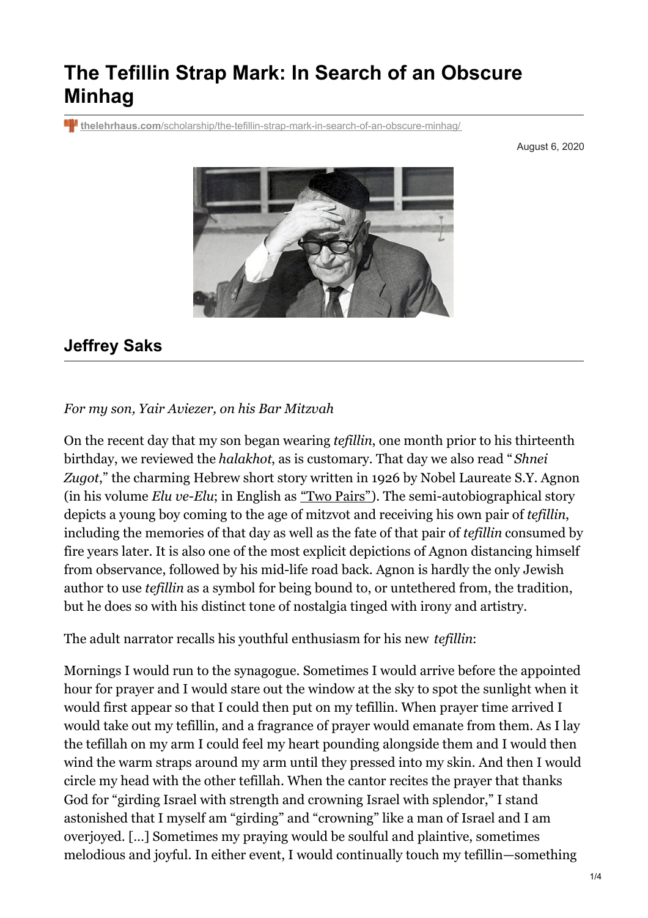# The Tefillin Strap Mark: In Search of an Obscure Minhag

thelehrhaus.com/scholarship/the-tefillin-strap-mark-in-search-of-an-obscure-minhag/

August 6, 2020

## Jeffrey Saks

*For my son, Yair Aviezer, on his Bar Mitzvah*

On the recent day that my son began wearing *tefillin*, one month prior to his thirteenth birthday, we reviewed the *halakhot*, as is customary. That day we also read "*Shnei Zugot*," the charming Hebrew short story written in 1926 by Nobel Laureate S.Y. Agnon (in his volume *Elu ve-Elu*; in English as "Two Pairs"). The semi-autobiographical story depicts a young boy coming to the age of mitzvot and receiving his own pair of *tefillin*, including the memories of that day as well as the fate of that pair of *tefillin* consumed by fire years later. It is also one of the most explicit depictions of Agnon distancing himself from observance, followed by his mid-life road back. Agnon is hardly the only Jewish author to use *tefillin* as a symbol for being bound to, or untethered from, the tradition, but he does so with his distinct tone of nostalgia tinged with irony and artistry.

The adult narrator recalls his youthful enthusiasm for his new *tefillin*:

Mornings I would run to the synagogue. Sometimes I would arrive before the appointed hour for prayer and I would stare out the window at the sky to spot the sunlight when it would first appear so that I could then put on my tefillin. When prayer time arrived I would take out my tefillin, and a fragrance of prayer would emanate from them. As I lay the tefillah on my arm I could feel my heart pounding alongside them and I would then wind the warm straps around my arm until they pressed into my skin. And then I would circle my head with the other tefillah. When the cantor recites the prayer that thanks God for "girding Israel with strength and crowning Israel with splendor," I stand astonished that I myself am "girding" and "crowning" like a man of Israel and I am overjoyed. [...] Sometimes my praying would be soulful and plaintive, sometimes melodious and joyful. In either event, I would continually touch my tefillin—something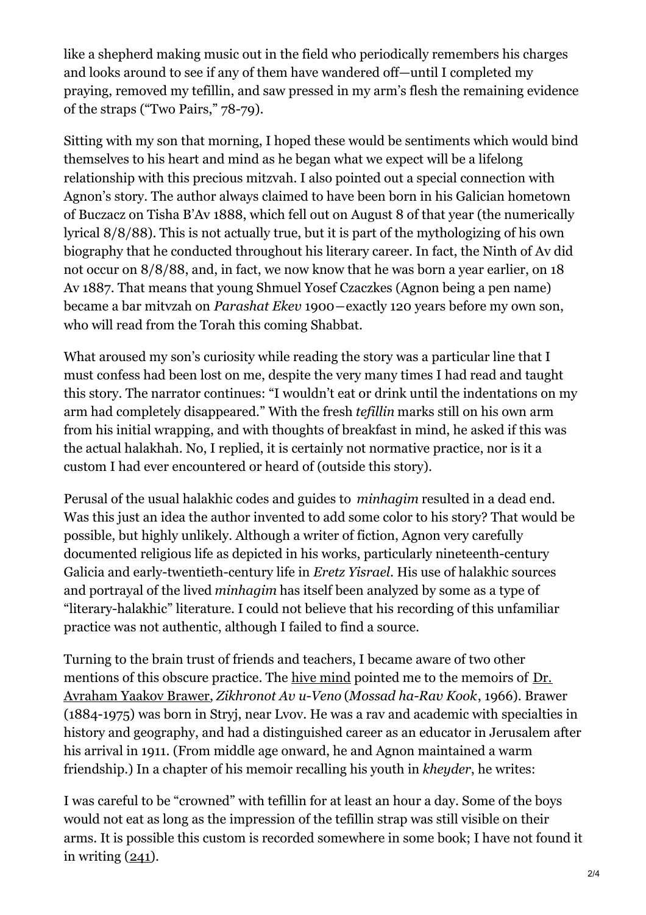like a shepherd making music out in the field who periodically remembers his charges and looks around to see if any of them have wandered off—until I completed my praying, removed my tefillin, and saw pressed in my arm's flesh the remaining evidence of the straps ("Two Pairs," 78-79).

Sitting with my son that morning, I hoped these would be sentiments which would bind themselves to his heart and mind as he began what we expect will be a lifelong relationship with this precious mitzvah. I also pointed out a special connection with Agnon's story. The author always claimed to have been born in his Galician hometown of Buczacz on Tisha B'Av 1888, which fell out on August 8 of that year (the numerically lyrical 8/8/88). This is not actually true, but it is part of the mythologizing of his own biography that he conducted throughout his literary career. In fact, the Ninth of Av did not occur on 8/8/88, and, in fact, we now know that he was born a year earlier, on 18 Av 1887. That means that young Shmuel Yosef Czaczkes (Agnon being a pen name) became a bar mitzvah on *Parashat Ekev* 1900—exactly 120 years before my own son, who will read from the Torah this coming Shabbat.

What aroused my son's curiosity while reading the story was a particular line that I must confess had been lost on me, despite the very many times I had read and taught this story. The narrator continues: "I wouldn't eat or drink until the indentations on my arm had completely disappeared." With the fresh *tefillin* marks still on his own arm from his initial wrapping, and with thoughts of breakfast in mind, he asked if this was the actual halakhah. No, I replied, it is certainly not normative practice, nor is it a custom I had ever encountered or heard of (outside this story).

Perusal of the usual halakhic codes and guides to *minhagim* resulted in a dead end. Was this just an idea the author invented to add some color to his story? That would be possible, but highly unlikely. Although a writer of fiction, Agnon very carefully documented religious life as depicted in his works, particularly nineteenth-century Galicia and early-twentieth-century life in *Eretz Yisrael*. His use of halakhic sources and portrayal of the lived *minhagim* has itself been analyzed by some as a type of "literary-halakhic" literature. I could not believe that his recording of this unfamiliar practice was not authentic, although I failed to find a source.

Turning to the brain trust of friends and teachers, I became aware of two other mentions of this obscure practice. The hive mind pointed me to the memoirs of Dr. Avraham Yaakov Brawer, *Zikhronot Av u-Veno* (*Mossad ha-Rav Kook*, 1966). Brawer (1884-1975) was born in Stryj, near Lvov. He was a rav and academic with specialties in history and geography, and had a distinguished career as an educator in Jerusalem after his arrival in 1911. (From middle age onward, he and Agnon maintained a warm friendship.) In a chapter of his memoir recalling his youth in *kheyder*, he writes:

I was careful to be "crowned" with tefillin for at least an hour a day. Some of the boys would not eat as long as the impression of the tefillin strap was still visible on their arms. It is possible this custom is recorded somewhere in some book; I have not found it in writing (241).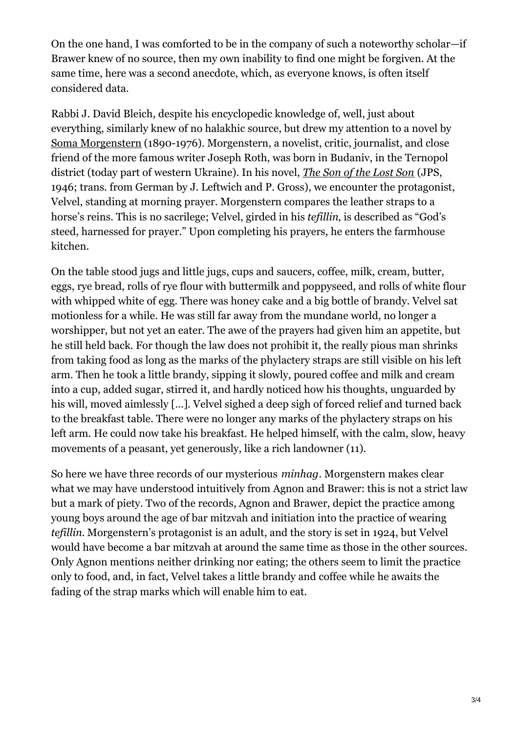On the one hand, I was comforted to be in the company of such a noteworthy scholar—if Brawer knew of no source, then my own inability to find one might be forgiven. At the same time, here was a second anecdote, which, as everyone knows, is often itself considered data.

Rabbi J. David Bleich, despite his encyclopedic knowledge of, well, just about everything, similarly knew of no halakhic source, but drew my attention to a novel by Soma Morgenstern (1890-1976). Morgenstern, a novelist, critic, journalist, and close friend of the more famous writer Joseph Roth, was born in Budaniv, in the Ternopol district (today part of western Ukraine). In his novel, *The Son of the Lost Son* (JPS, 1946; trans. from German by J. Leftwich and P. Gross), we encounter the protagonist, Velvel, standing at morning prayer. Morgenstern compares the leather straps to a horse's reins. This is no sacrilege; Velvel, girded in his *tefillin*, is described as "God's steed, harnessed for prayer." Upon completing his prayers, he enters the farmhouse kitchen.

On the table stood jugs and little jugs, cups and saucers, coffee, milk, cream, butter, eggs, rye bread, rolls of rye flour with buttermilk and poppyseed, and rolls of white flour with whipped white of egg. There was honey cake and a big bottle of brandy. Velvel sat motionless for a while. He was still far away from the mundane world, no longer a worshipper, but not yet an eater. The awe of the prayers had given him an appetite, but he still held back. For though the law does not prohibit it, the really pious man shrinks from taking food as long as the marks of the phylactery straps are still visible on his left arm. Then he took a little brandy, sipping it slowly, poured coffee and milk and cream into a cup, added sugar, stirred it, and hardly noticed how his thoughts, unguarded by his will, moved aimlessly [...]. Velvel sighed a deep sigh of forced relief and turned back to the breakfast table. There were no longer any marks of the phylactery straps on his left arm. He could now take his breakfast. He helped himself, with the calm, slow, heavy movements of a peasant, yet generously, like a rich landowner (11).

So here we have three records of our mysterious *minhag*. Morgenstern makes clear what we may have understood intuitively from Agnon and Brawer: this is not a strict law but a mark of piety. Two of the records, Agnon and Brawer, depict the practice among young boys around the age of bar mitzvah and initiation into the practice of wearing *tefillin*. Morgenstern's protagonist is an adult, and the story is set in 1924, but Velvel would have become a bar mitzvah at around the same time as those in the other sources. Only Agnon mentions neither drinking nor eating; the others seem to limit the practice only to food, and, in fact, Velvel takes a little brandy and coffee while he awaits the fading of the strap marks which will enable him to eat.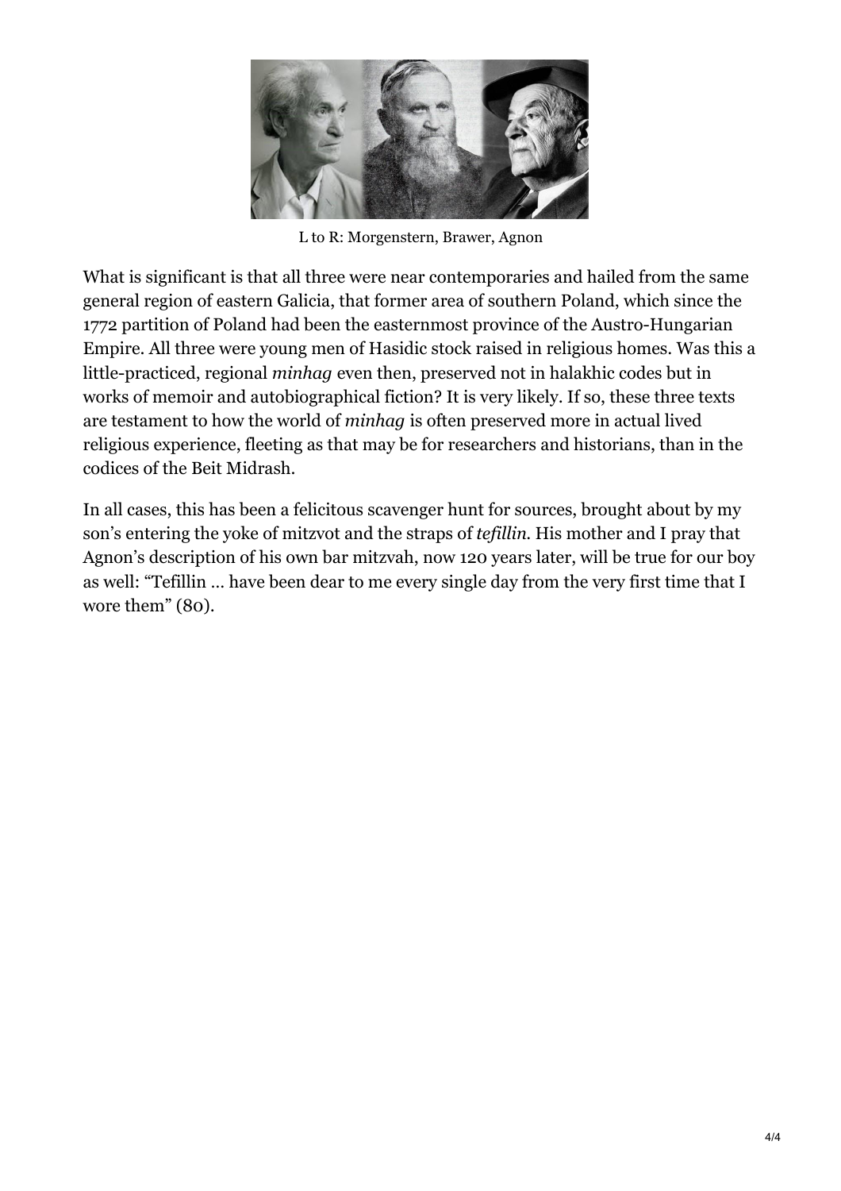L to R: Morgenstern, Brawer, Agnon

What is significant is that all three were near contemporaries and hailed from the same general region of eastern Galicia, that former area of southern Poland, which since the 1772 partition of Poland had been the easternmost province of the Austro-Hungarian Empire. All three were young men of Hasidic stock raised in religious homes. Was this a little-practiced, regional *minhag* even then, preserved not in halakhic codes but in works of memoir and autobiographical fiction? It is very likely. If so, these three texts are testament to how the world of *minhag* is often preserved more in actual lived religious experience, fleeting as that may be for researchers and historians, than in the codices of the Beit Midrash.

In all cases, this has been a felicitous scavenger hunt for sources, brought about by my son's entering the yoke of mitzvot and the straps of *tefillin*. His mother and I pray that Agnon's description of his own bar mitzvah, now 120 years later, will be true for our boy as well: "Tefillin … have been dear to me every single day from the very first time that I wore them" (80).